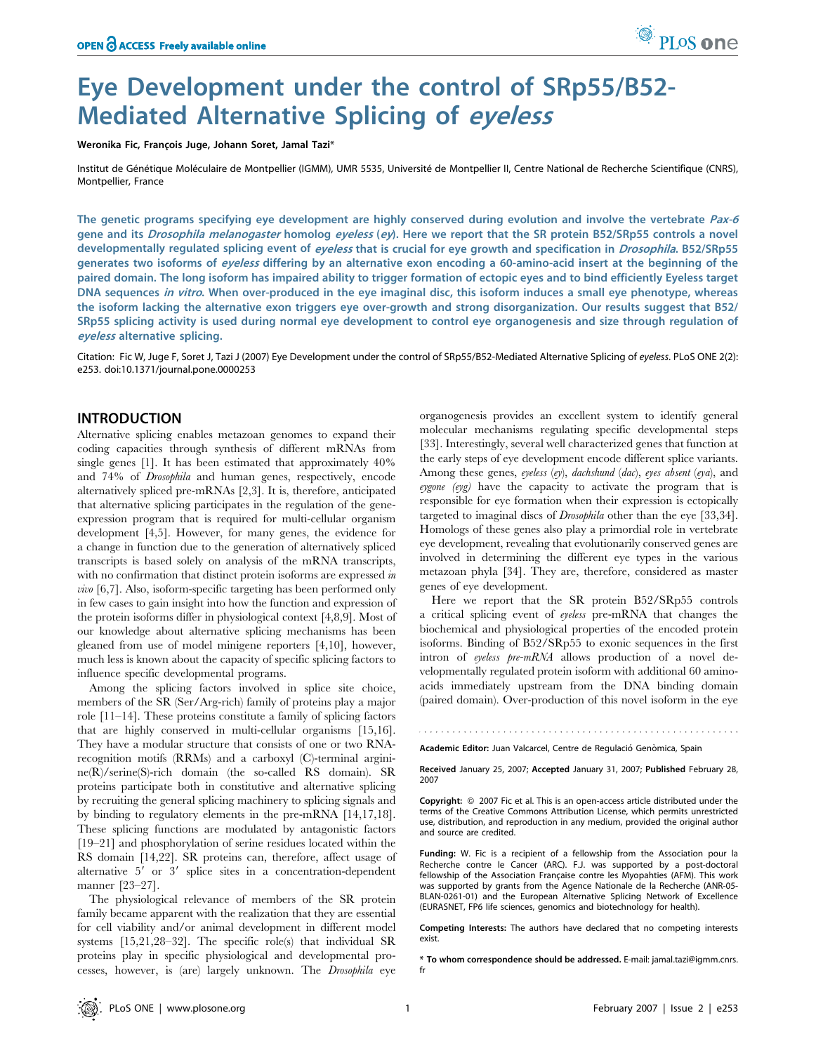# Eye Development under the control of SRp55/B52-Mediated Alternative Splicing of *eyeless*

**Weronika Fic, François Juge, Johann Soret, Jamal Tazi***

Institut de Génétique Moléculaire de Montpellier (IGMM), UMR 5535, Université de Montpellier II, Centre National de Recherche Scientifique (CNRS), Montpellier, France

**The genetic programs specifying eye development are highly conserved during evolution and involve the vertebrate *Pax-6* gene and its *Drosophila melanogaster* homolog *eyeless* (*ey*). Here we report that the SR protein B52/SRp55 controls a novel developmentally regulated splicing event of *eyeless* that is crucial for eye growth and specification in *Drosophila*. B52/SRp55 generates two isoforms of *eyeless* differing by an alternative exon encoding a 60-amino-acid insert at the beginning of the paired domain. The long isoform has impaired ability to trigger formation of ectopic eyes and to bind efficiently Eyeless target DNA sequences *in vitro*. When over-produced in the eye imaginal disc, this isoform induces a small eye phenotype, whereas the isoform lacking the alternative exon triggers eye over-growth and strong disorganization. Our results suggest that B52/SRp55 splicing activity is used during normal eye development to control eye organogenesis and size through regulation of *eyeless* alternative splicing.**

Citation: Fic W, Juge F, Soret J, Tazi J (2007) Eye Development under the control of SRp55/B52-Mediated Alternative Splicing of *eyeless*. PLoS ONE 2(2): e253. doi:10.1371/journal.pone.0000253

## INTRODUCTION

Alternative splicing enables metazoan genomes to expand their coding capacities through synthesis of different mRNAs from single genes [1]. It has been estimated that approximately 40% and 74% of *Drosophila* and human genes, respectively, encode alternatively spliced pre-mRNAs [2,3]. It is, therefore, anticipated that alternative splicing participates in the regulation of the gene-expression program that is required for multi-cellular organism development [4,5]. However, for many genes, the evidence for a change in function due to the generation of alternatively spliced transcripts is based solely on analysis of the mRNA transcripts, with no confirmation that distinct protein isoforms are expressed *in vivo* [6,7]. Also, isoform-specific targeting has been performed only in few cases to gain insight into how the function and expression of the protein isoforms differ in physiological context [4,8,9]. Most of our knowledge about alternative splicing mechanisms has been gleaned from use of model minigene reporters [4,10], however, much less is known about the capacity of specific splicing factors to influence specific developmental programs.

Among the splicing factors involved in splice site choice, members of the SR (Ser/Arg-rich) family of proteins play a major role [11–14]. These proteins constitute a family of splicing factors that are highly conserved in multi-cellular organisms [15,16]. They have a modular structure that consists of one or two RNA-recognition motifs (RRMs) and a carboxyl (C)-terminal arginine(R)/serine(S)-rich domain (the so-called RS domain). SR proteins participate both in constitutive and alternative splicing by recruiting the general splicing machinery to splicing signals and by binding to regulatory elements in the pre-mRNA [14,17,18]. These splicing functions are modulated by antagonistic factors [19–21] and phosphorylation of serine residues located within the RS domain [14,22]. SR proteins can, therefore, affect usage of alternative 5′ or 3′ splice sites in a concentration-dependent manner [23–27].

The physiological relevance of members of the SR protein family became apparent with the realization that they are essential for cell viability and/or animal development in different model systems [15,21,28–32]. The specific role(s) that individual SR proteins play in specific physiological and developmental processes, however, is (are) largely unknown. The *Drosophila* eye organogenesis provides an excellent system to identify general molecular mechanisms regulating specific developmental steps [33]. Interestingly, several well characterized genes that function at the early steps of eye development encode different splice variants. Among these genes, *eyeless* (*ey*), *dachshund* (*dac*), *eyes absent* (*eya*), and *eygone* (*eyg*) have the capacity to activate the program that is responsible for eye formation when their expression is ectopically targeted to imaginal discs of *Drosophila* other than the eye [33,34]. Homologs of these genes also play a primordial role in vertebrate eye development, revealing that evolutionarily conserved genes are involved in determining the different eye types in the various metazoan phyla [34]. They are, therefore, considered as master genes of eye development.

Here we report that the SR protein B52/SRp55 controls a critical splicing event of *eyeless* pre-mRNA that changes the biochemical and physiological properties of the encoded protein isoforms. Binding of B52/SRp55 to exonic sequences in the first intron of *eyeless pre-mRNA* allows production of a novel developmentally regulated protein isoform with additional 60 amino-acids immediately upstream from the DNA binding domain (paired domain). Over-production of this novel isoform in the eye

---

Academic Editor: Juan Valcarcel, Centre de Regulació Genòmica, Spain

**Received** January 25, 2007; **Accepted** January 31, 2007; **Published** February 28, 2007

**Copyright:** © 2007 Fic et al. This is an open-access article distributed under the terms of the Creative Commons Attribution License, which permits unrestricted use, distribution, and reproduction in any medium, provided the original author and source are credited.

**Funding:** W. Fic is a recipient of a fellowship from the Association pour la Recherche contre le Cancer (ARC). F.J. was supported by a post-doctoral fellowship of the Association Française contre les Myopahties (AFM). This work was supported by grants from the Agence Nationale de la Recherche (ANR-05-BLAN-0261-01) and the European Alternative Splicing Network of Excellence (EURASNET, FP6 life sciences, genomics and biotechnology for health).

**Competing Interests:** The authors have declared that no competing interests exist.

\* **To whom correspondence should be addressed.** E-mail: jamal.tazi@igmm.cnrs.fr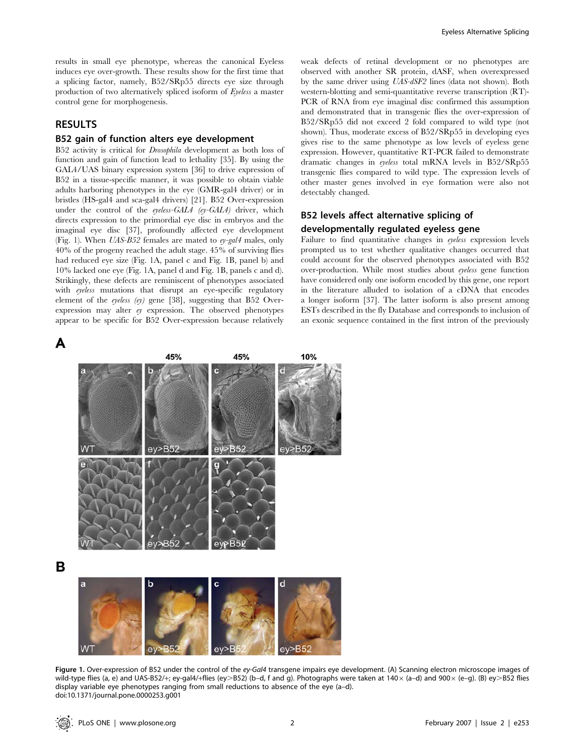results in small eye phenotype, whereas the canonical Eyeless induces eye over-growth. These results show for the first time that a splicing factor, namely, B52/SRp55 directs eye size through production of two alternatively spliced isoform of *Eyeless* a master control gene for morphogenesis.

## RESULTS

### B52 gain of function alters eye development

B52 activity is critical for *Drosophila* development as both loss of function and gain of function lead to lethality [35]. By using the GAL4/UAS binary expression system [36] to drive expression of B52 in a tissue-specific manner, it was possible to obtain viable adults harboring phenotypes in the eye (GMR-gal4 driver) or in bristles (HS-gal4 and sca-gal4 drivers) [21]. B52 Over-expression under the control of the *eyeless-GAL4 (ey-GAL4)* driver, which directs expression to the primordial eye disc in embryos and the imaginal eye disc [37], profoundly affected eye development (Fig. 1). When *UAS-B52* females are mated to *ey-gal4* males, only 40% of the progeny reached the adult stage. 45% of surviving flies had reduced eye size (Fig. 1A, panel c and Fig. 1B, panel b) and 10% lacked one eye (Fig. 1A, panel d and Fig. 1B, panels c and d). Strikingly, these defects are reminiscent of phenotypes associated with *eyeless* mutations that disrupt an eye-specific regulatory element of the *eyeless (ey)* gene [38], suggesting that B52 Over-expression may alter *ey* expression. The observed phenotypes appear to be specific for B52 Over-expression because relatively weak defects of retinal development or no phenotypes are observed with another SR protein, dASF, when overexpressed by the same driver using *UAS-dSF2* lines (data not shown). Both western-blotting and semi-quantitative reverse transcription (RT)-PCR of RNA from eye imaginal disc confirmed this assumption and demonstrated that in transgenic flies the over-expression of B52/SRp55 did not exceed 2 fold compared to wild type (not shown). Thus, moderate excess of B52/SRp55 in developing eyes gives rise to the same phenotype as low levels of eyeless gene expression. However, quantitative RT-PCR failed to demonstrate dramatic changes in *eyeless* total mRNA levels in B52/SRp55 transgenic flies compared to wild type. The expression levels of other master genes involved in eye formation were also not detectably changed.

### B52 levels affect alternative splicing of developmentally regulated eyeless gene

Failure to find quantitative changes in *eyeless* expression levels prompted us to test whether qualitative changes occurred that could account for the observed phenotypes associated with B52 over-production. While most studies about *eyeless* gene function have considered only one isoform encoded by this gene, one report in the literature alluded to isolation of a cDNA that encodes a longer isoform [37]. The latter isoform is also present among ESTs described in the fly Database and corresponds to inclusion of an exonic sequence contained in the first intron of the previously

**Figure 1.** Over-expression of B52 under the control of the *ey-Gal4* transgene impairs eye development. (A) Scanning electron microscope images of wild-type flies (a, e) and UAS-B52/+; ey-gal4/+flies (ey>B52) (b–d, f and g). Photographs were taken at 140× (a–d) and 900× (e–g). (B) ey>B52 flies display variable eye phenotypes ranging from small reductions to absence of the eye (a–d).
doi:10.1371/journal.pone.0000253.g001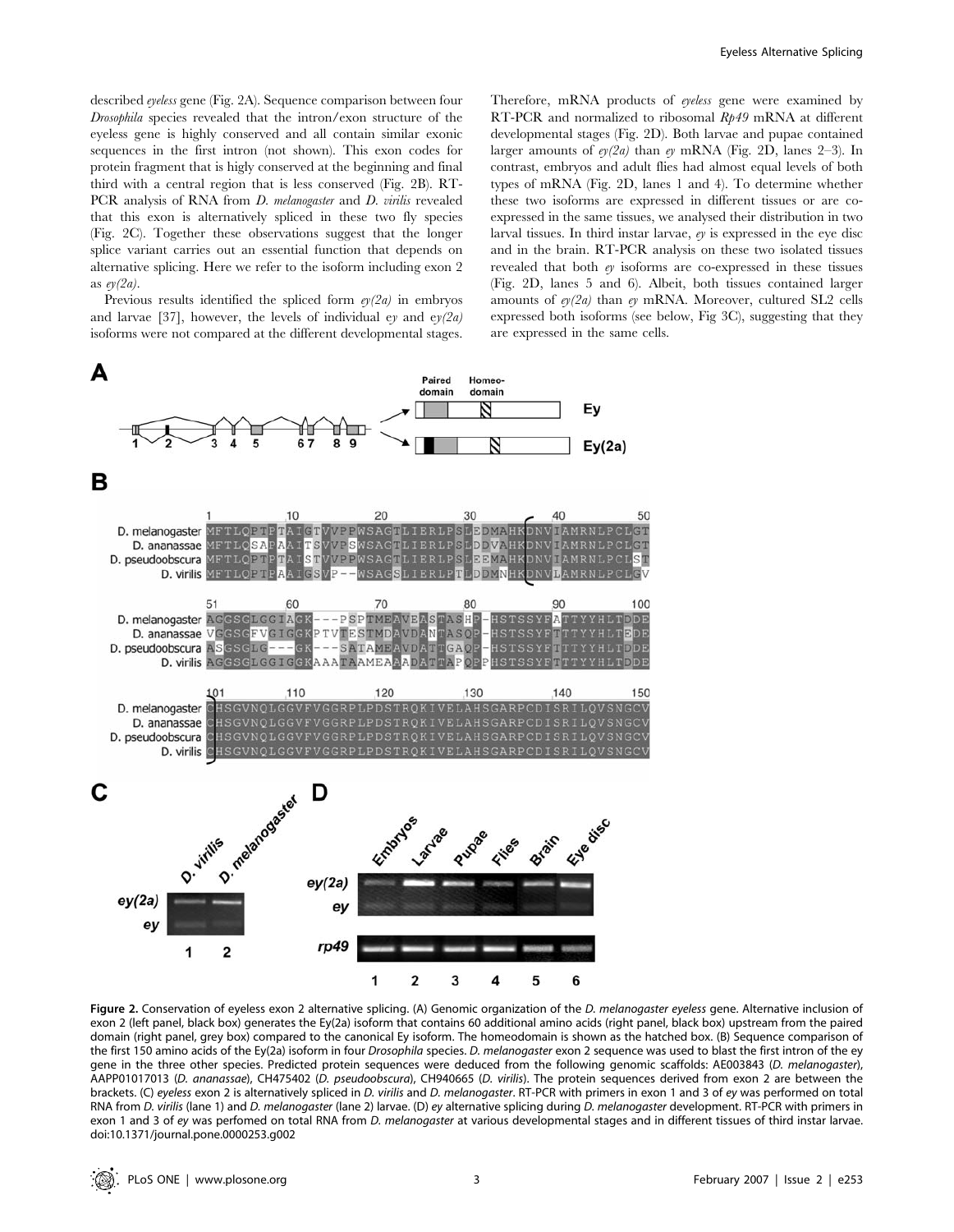described *eyeless* gene (Fig. 2A). Sequence comparison between four *Drosophila* species revealed that the intron/exon structure of the eyeless gene is highly conserved and all contain similar exonic sequences in the first intron (not shown). This exon codes for protein fragment that is higly conserved at the beginning and final third with a central region that is less conserved (Fig. 2B). RT-PCR analysis of RNA from *D. melanogaster* and *D. virilis* revealed that this exon is alternatively spliced in these two fly species (Fig. 2C). Together these observations suggest that the longer splice variant carries out an essential function that depends on alternative splicing. Here we refer to the isoform including exon 2 as *ey(2a)*.

Previous results identified the spliced form *ey(2a)* in embryos and larvae [37], however, the levels of individual *ey* and *ey(2a)* isoforms were not compared at the different developmental stages. Therefore, mRNA products of *eyeless* gene were examined by RT-PCR and normalized to ribosomal *Rp49* mRNA at different developmental stages (Fig. 2D). Both larvae and pupae contained larger amounts of *ey(2a)* than *ey* mRNA (Fig. 2D, lanes 2–3). In contrast, embryos and adult flies had almost equal levels of both types of mRNA (Fig. 2D, lanes 1 and 4). To determine whether these two isoforms are expressed in different tissues or are co-expressed in the same tissues, we analysed their distribution in two larval tissues. In third instar larvae, *ey* is expressed in the eye disc and in the brain. RT-PCR analysis on these two isolated tissues revealed that both *ey* isoforms are co-expressed in these tissues (Fig. 2D, lanes 5 and 6). Albeit, both tissues contained larger amounts of *ey(2a)* than *ey* mRNA. Moreover, cultured SL2 cells expressed both isoforms (see below, Fig 3C), suggesting that they are expressed in the same cells.

**Figure 2.** Conservation of eyeless exon 2 alternative splicing. (A) Genomic organization of the *D. melanogaster eyeless* gene. Alternative inclusion of exon 2 (left panel, black box) generates the Ey(2a) isoform that contains 60 additional amino acids (right panel, black box) upstream from the paired domain (right panel, grey box) compared to the canonical Ey isoform. The homeodomain is shown as the hatched box. (B) Sequence comparison of the first 150 amino acids of the Ey(2a) isoform in four *Drosophila* species. *D. melanogaster* exon 2 sequence was used to blast the first intron of the ey gene in the three other species. Predicted protein sequences were deduced from the following genomic scaffolds: AE003843 (*D. melanogaster*), AAPP01017013 (*D. ananassae*), CH475402 (*D. pseudoobscura*), CH940665 (*D. virilis*). The protein sequences derived from exon 2 are between the brackets. (C) *eyeless* exon 2 is alternatively spliced in *D. virilis* and *D. melanogaster*. RT-PCR with primers in exon 1 and 3 of *ey* was performed on total RNA from *D. virilis* (lane 1) and *D. melanogaster* (lane 2) larvae. (D) *ey* alternative splicing during *D. melanogaster* development. RT-PCR with primers in exon 1 and 3 of *ey* was perfomed on total RNA from *D. melanogaster* at various developmental stages and in different tissues of third instar larvae. doi:10.1371/journal.pone.0000253.g002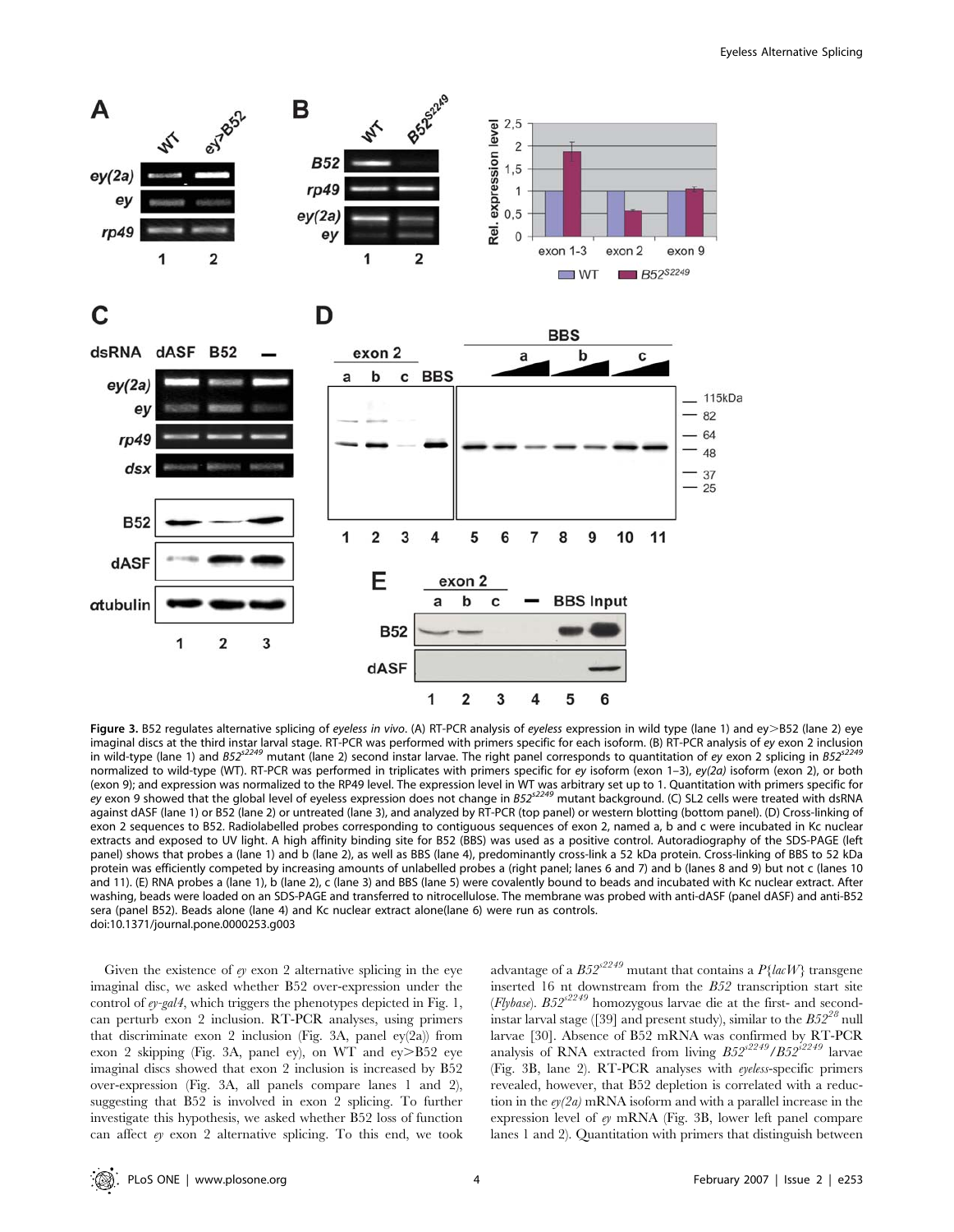**Figure 3.** B52 regulates alternative splicing of *eyeless in vivo*. (A) RT-PCR analysis of *eyeless* expression in wild type (lane 1) and ey>B52 (lane 2) eye imaginal discs at the third instar larval stage. RT-PCR was performed with primers specific for each isoform. (B) RT-PCR analysis of *ey* exon 2 inclusion in wild-type (lane 1) and $B52^{s2249}$ mutant (lane 2) second instar larvae. The right panel corresponds to quantitation of *ey* exon 2 splicing in $B52^{s2249}$ normalized to wild-type (WT). RT-PCR was performed in triplicates with primers specific for *ey* isoform (exon 1–3), *ey(2a)* isoform (exon 2), or both (exon 9); and expression was normalized to the RP49 level. The expression level in WT was arbitrary set up to 1. Quantitation with primers specific for *ey* exon 9 showed that the global level of eyeless expression does not change in $B52^{s2249}$ mutant background. (C) SL2 cells were treated with dsRNA against dASF (lane 1) or B52 (lane 2) or untreated (lane 3), and analyzed by RT-PCR (top panel) or western blotting (bottom panel). (D) Cross-linking of exon 2 sequences to B52. Radiolabelled probes corresponding to contiguous sequences of exon 2, named a, b and c were incubated in Kc nuclear extracts and exposed to UV light. A high affinity binding site for B52 (BBS) was used as a positive control. Autoradiography of the SDS-PAGE (left panel) shows that probes a (lane 1) and b (lane 2), as well as BBS (lane 4), predominantly cross-link a 52 kDa protein. Cross-linking of BBS to 52 kDa protein was efficiently competed by increasing amounts of unlabelled probes a (right panel; lanes 6 and 7) and b (lanes 8 and 9) but not c (lanes 10 and 11). (E) RNA probes a (lane 1), b (lane 2), c (lane 3) and BBS (lane 5) were covalently bound to beads and incubated with Kc nuclear extract. After washing, beads were loaded on an SDS-PAGE and transferred to nitrocellulose. The membrane was probed with anti-dASF (panel dASF) and anti-B52 sera (panel B52). Beads alone (lane 4) and Kc nuclear extract alone(lane 6) were run as controls.
doi:10.1371/journal.pone.0000253.g003

Given the existence of *ey* exon 2 alternative splicing in the eye imaginal disc, we asked whether B52 over-expression under the control of *ey-gal4*, which triggers the phenotypes depicted in Fig. 1, can perturb exon 2 inclusion. RT-PCR analyses, using primers that discriminate exon 2 inclusion (Fig. 3A, panel ey(2a)) from exon 2 skipping (Fig. 3A, panel ey), on WT and ey>B52 eye imaginal discs showed that exon 2 inclusion is increased by B52 over-expression (Fig. 3A, all panels compare lanes 1 and 2), suggesting that B52 is involved in exon 2 splicing. To further investigate this hypothesis, we asked whether B52 loss of function can affect *ey* exon 2 alternative splicing. To this end, we took advantage of a $B52^{s2249}$ mutant that contains a *P{lacW}* transgene inserted 16 nt downstream from the *B52* transcription start site (*Flybase*). $B52^{s2249}$ homozygous larvae die at the first- and second-instar larval stage ([39] and present study), similar to the $B52^{28}$ null larvae [30]. Absence of B52 mRNA was confirmed by RT-PCR analysis of RNA extracted from living $B52^{s2249}/B52^{s2249}$ larvae (Fig. 3B, lane 2). RT-PCR analyses with *eyeless*-specific primers revealed, however, that B52 depletion is correlated with a reduction in the *ey(2a)* mRNA isoform and with a parallel increase in the expression level of *ey* mRNA (Fig. 3B, lower left panel compare lanes 1 and 2). Quantitation with primers that distinguish between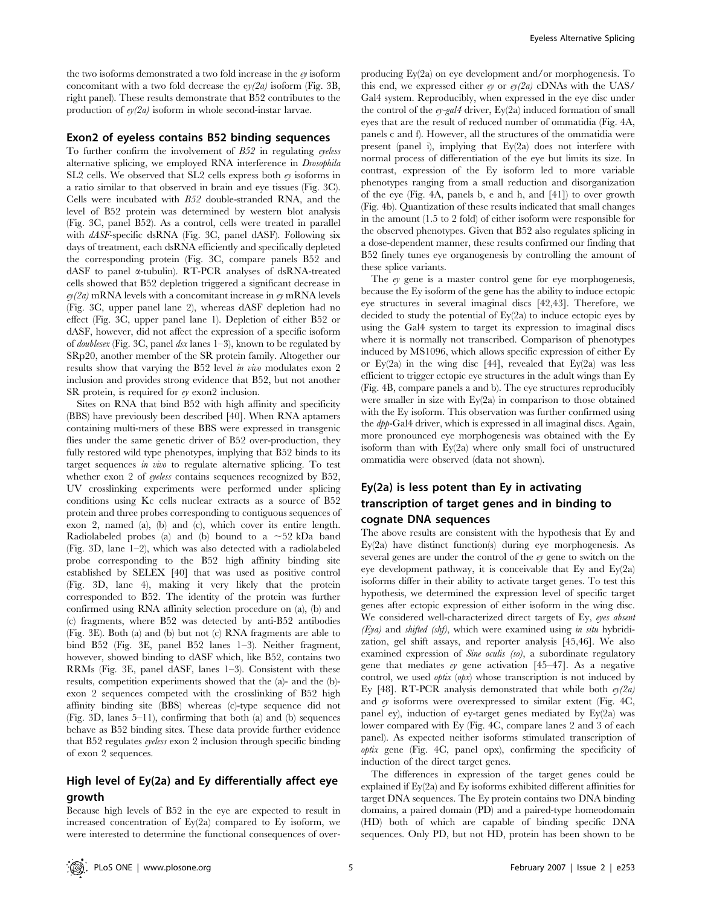the two isoforms demonstrated a two fold increase in the *ey* isoform concomitant with a two fold decrease the *ey(2a)* isoform (Fig. 3B, right panel). These results demonstrate that B52 contributes to the production of *ey(2a)* isoform in whole second-instar larvae.

## Exon2 of eyeless contains B52 binding sequences

To further confirm the involvement of *B52* in regulating *eyeless* alternative splicing, we employed RNA interference in *Drosophila* SL2 cells. We observed that SL2 cells express both *ey* isoforms in a ratio similar to that observed in brain and eye tissues (Fig. 3C). Cells were incubated with *B52* double-stranded RNA, and the level of B52 protein was determined by western blot analysis (Fig. 3C, panel B52). As a control, cells were treated in parallel with *dASF*-specific dsRNA (Fig. 3C, panel dASF). Following six days of treatment, each dsRNA efficiently and specifically depleted the corresponding protein (Fig. 3C, compare panels B52 and dASF to panel α-tubulin). RT-PCR analyses of dsRNA-treated cells showed that B52 depletion triggered a significant decrease in *ey(2a)* mRNA levels with a concomitant increase in *ey* mRNA levels (Fig. 3C, upper panel lane 2), whereas dASF depletion had no effect (Fig. 3C, upper panel lane 1). Depletion of either B52 or dASF, however, did not affect the expression of a specific isoform of *doublesex* (Fig. 3C, panel *dsx* lanes 1–3), known to be regulated by SRp20, another member of the SR protein family. Altogether our results show that varying the B52 level *in vivo* modulates exon 2 inclusion and provides strong evidence that B52, but not another SR protein, is required for *ey* exon2 inclusion.

Sites on RNA that bind B52 with high affinity and specificity (BBS) have previously been described [40]. When RNA aptamers containing multi-mers of these BBS were expressed in transgenic flies under the same genetic driver of B52 over-production, they fully restored wild type phenotypes, implying that B52 binds to its target sequences *in vivo* to regulate alternative splicing. To test whether exon 2 of *eyeless* contains sequences recognized by B52, UV crosslinking experiments were performed under splicing conditions using Kc cells nuclear extracts as a source of B52 protein and three probes corresponding to contiguous sequences of exon 2, named (a), (b) and (c), which cover its entire length. Radiolabeled probes (a) and (b) bound to a ~52 kDa band (Fig. 3D, lane 1–2), which was also detected with a radiolabeled probe corresponding to the B52 high affinity binding site established by SELEX [40] that was used as positive control (Fig. 3D, lane 4), making it very likely that the protein corresponded to B52. The identity of the protein was further confirmed using RNA affinity selection procedure on (a), (b) and (c) fragments, where B52 was detected by anti-B52 antibodies (Fig. 3E). Both (a) and (b) but not (c) RNA fragments are able to bind B52 (Fig. 3E, panel B52 lanes 1–3). Neither fragment, however, showed binding to dASF which, like B52, contains two RRMs (Fig. 3E, panel dASF, lanes 1–3). Consistent with these results, competition experiments showed that the (a)- and the (b)-exon 2 sequences competed with the crosslinking of B52 high affinity binding site (BBS) whereas (c)-type sequence did not (Fig. 3D, lanes 5–11), confirming that both (a) and (b) sequences behave as B52 binding sites. These data provide further evidence that B52 regulates *eyeless* exon 2 inclusion through specific binding of exon 2 sequences.

## High level of Ey(2a) and Ey differentially affect eye growth

Because high levels of B52 in the eye are expected to result in increased concentration of Ey(2a) compared to Ey isoform, we were interested to determine the functional consequences of over-producing Ey(2a) on eye development and/or morphogenesis. To this end, we expressed either *ey* or *ey(2a)* cDNAs with the UAS/Gal4 system. Reproducibly, when expressed in the eye disc under the control of the *ey-gal4* driver, Ey(2a) induced formation of small eyes that are the result of reduced number of ommatidia (Fig. 4A, panels c and f). However, all the structures of the ommatidia were present (panel i), implying that Ey(2a) does not interfere with normal process of differentiation of the eye but limits its size. In contrast, expression of the Ey isoform led to more variable phenotypes ranging from a small reduction and disorganization of the eye (Fig. 4A, panels b, e and h, and [41]) to over growth (Fig. 4b). Quantization of these results indicated that small changes in the amount (1.5 to 2 fold) of either isoform were responsible for the observed phenotypes. Given that B52 also regulates splicing in a dose-dependent manner, these results confirmed our finding that B52 finely tunes eye organogenesis by controlling the amount of these splice variants.

The *ey* gene is a master control gene for eye morphogenesis, because the Ey isoform of the gene has the ability to induce ectopic eye structures in several imaginal discs [42,43]. Therefore, we decided to study the potential of Ey(2a) to induce ectopic eyes by using the Gal4 system to target its expression to imaginal discs where it is normally not transcribed. Comparison of phenotypes induced by MS1096, which allows specific expression of either Ey or Ey(2a) in the wing disc [44], revealed that Ey(2a) was less efficient to trigger ectopic eye structures in the adult wings than Ey (Fig. 4B, compare panels a and b). The eye structures reproducibly were smaller in size with Ey(2a) in comparison to those obtained with the Ey isoform. This observation was further confirmed using the *dpp*-Gal4 driver, which is expressed in all imaginal discs. Again, more pronounced eye morphogenesis was obtained with the Ey isoform than with Ey(2a) where only small foci of unstructured ommatidia were observed (data not shown).

## Ey(2a) is less potent than Ey in activating transcription of target genes and in binding to cognate DNA sequences

The above results are consistent with the hypothesis that Ey and Ey(2a) have distinct function(s) during eye morphogenesis. As several genes are under the control of the *ey* gene to switch on the eye development pathway, it is conceivable that Ey and Ey(2a) isoforms differ in their ability to activate target genes. To test this hypothesis, we determined the expression level of specific target genes after ectopic expression of either isoform in the wing disc. We considered well-characterized direct targets of Ey, *eyes absent (Eya)* and *shifted (shf)*, which were examined using *in situ* hybridization, gel shift assays, and reporter analysis [45,46]. We also examined expression of *Sine oculis (so)*, a subordinate regulatory gene that mediates *ey* gene activation [45–47]. As a negative control, we used *optix (opx)* whose transcription is not induced by Ey [48]. RT-PCR analysis demonstrated that while both *ey(2a)* and *ey* isoforms were overexpressed to similar extent (Fig. 4C, panel ey), induction of ey-target genes mediated by Ey(2a) was lower compared with Ey (Fig. 4C, compare lanes 2 and 3 of each panel). As expected neither isoforms stimulated transcription of *optix* gene (Fig. 4C, panel opx), confirming the specificity of induction of the direct target genes.

The differences in expression of the target genes could be explained if Ey(2a) and Ey isoforms exhibited different affinities for target DNA sequences. The Ey protein contains two DNA binding domains, a paired domain (PD) and a paired-type homeodomain (HD) both of which are capable of binding specific DNA sequences. Only PD, but not HD, protein has been shown to be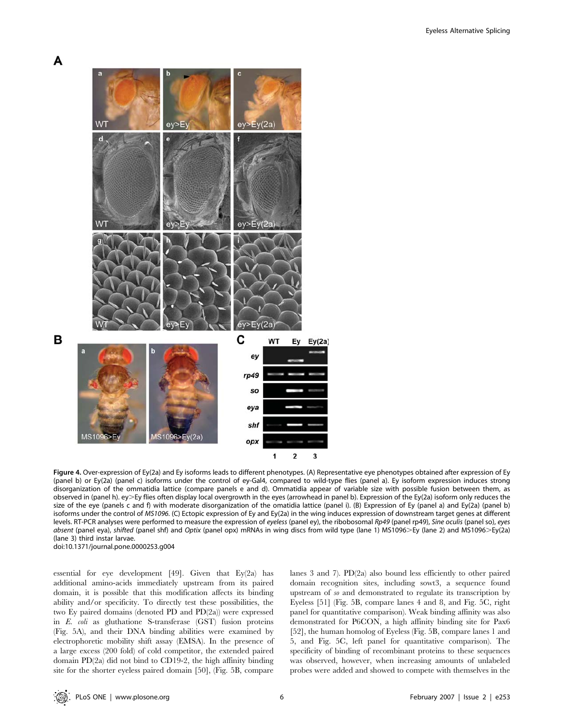**Figure 4.** Over-expression of Ey(2a) and Ey isoforms leads to different phenotypes. (A) Representative eye phenotypes obtained after expression of Ey (panel b) or Ey(2a) (panel c) isoforms under the control of ey-Gal4, compared to wild-type flies (panel a). Ey isoform expression induces strong disorganization of the ommatidia lattice (compare panels e and d). Ommatidia appear of variable size with possible fusion between them, as observed in (panel h). ey>Ey flies often display local overgrowth in the eyes (arrowhead in panel b). Expression of the Ey(2a) isoform only reduces the size of the eye (panels c and f) with moderate disorganization of the omatidia lattice (panel i). (B) Expression of Ey (panel a) and Ey(2a) (panel b) isoforms under the control of *MS1096*. (C) Ectopic expression of Ey and Ey(2a) in the wing induces expression of downstream target genes at different levels. RT-PCR analyses were performed to measure the expression of *eyeless* (panel ey), the ribobosomal *Rp49* (panel rp49), *Sine oculis* (panel so), *eyes absent* (panel eya), *shifted* (panel shf) and *Optix* (panel opx) mRNAs in wing discs from wild type (lane 1) MS1096>Ey (lane 2) and MS1096>Ey(2a) (lane 3) third instar larvae.
doi:10.1371/journal.pone.0000253.g004

essential for eye development [49]. Given that Ey(2a) has additional amino-acids immediately upstream from its paired domain, it is possible that this modification affects its binding ability and/or specificity. To directly test these possibilities, the two Ey paired domains (denoted PD and PD(2a)) were expressed in *E. coli* as gluthatione S-transferase (GST) fusion proteins (Fig. 5A), and their DNA binding abilities were examined by electrophoretic mobility shift assay (EMSA). In the presence of a large excess (200 fold) of cold competitor, the extended paired domain PD(2a) did not bind to CD19-2, the high affinity binding site for the shorter eyeless paired domain [50], (Fig. 5B, compare lanes 3 and 7). PD(2a) also bound less efficiently to other paired domain recognition sites, including sowt3, a sequence found upstream of *so* and demonstrated to regulate its transcription by Eyeless [51] (Fig. 5B, compare lanes 4 and 8, and Fig. 5C, right panel for quantitative comparison). Weak binding affinity was also demonstrated for P6CON, a high affinity binding site for Pax6 [52], the human homolog of Eyeless (Fig. 5B, compare lanes 1 and 5, and Fig. 5C, left panel for quantitative comparison). The specificity of binding of recombinant proteins to these sequences was observed, however, when increasing amounts of unlabeled probes were added and showed to compete with themselves in the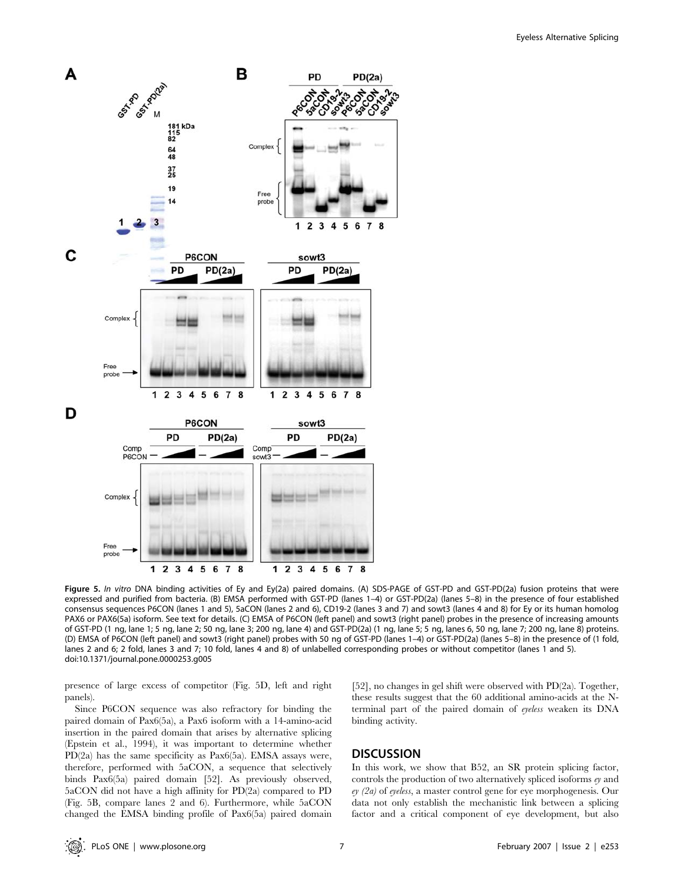**Figure 5.** *In vitro* DNA binding activities of Ey and Ey(2a) paired domains. (A) SDS-PAGE of GST-PD and GST-PD(2a) fusion proteins that were expressed and purified from bacteria. (B) EMSA performed with GST-PD (lanes 1–4) or GST-PD(2a) (lanes 5–8) in the presence of four established consensus sequences P6CON (lanes 1 and 5), 5aCON (lanes 2 and 6), CD19-2 (lanes 3 and 7) and sowt3 (lanes 4 and 8) for Ey or its human homolog PAX6 or PAX6(5a) isoform. See text for details. (C) EMSA of P6CON (left panel) and sowt3 (right panel) probes in the presence of increasing amounts of GST-PD (1 ng, lane 1; 5 ng, lane 2; 50 ng, lane 3; 200 ng, lane 4) and GST-PD(2a) (1 ng, lane 5; 5 ng, lanes 6, 50 ng, lane 7; 200 ng, lane 8) proteins. (D) EMSA of P6CON (left panel) and sowt3 (right panel) probes with 50 ng of GST-PD (lanes 1–4) or GST-PD(2a) (lanes 5–8) in the presence of (1 fold, lanes 2 and 6; 2 fold, lanes 3 and 7; 10 fold, lanes 4 and 8) of unlabelled corresponding probes or without competitor (lanes 1 and 5).
doi:10.1371/journal.pone.0000253.g005

presence of large excess of competitor (Fig. 5D, left and right panels).

Since P6CON sequence was also refractory for binding the paired domain of Pax6(5a), a Pax6 isoform with a 14-amino-acid insertion in the paired domain that arises by alternative splicing (Epstein et al., 1994), it was important to determine whether PD(2a) has the same specificity as Pax6(5a). EMSA assays were, therefore, performed with 5aCON, a sequence that selectively binds Pax6(5a) paired domain [52]. As previously observed, 5aCON did not have a high affinity for PD(2a) compared to PD (Fig. 5B, compare lanes 2 and 6). Furthermore, while 5aCON changed the EMSA binding profile of Pax6(5a) paired domain [52], no changes in gel shift were observed with PD(2a). Together, these results suggest that the 60 additional amino-acids at the N-terminal part of the paired domain of *eyeless* weaken its DNA binding activity.

## DISCUSSION

In this work, we show that B52, an SR protein splicing factor, controls the production of two alternatively spliced isoforms *ey* and *ey (2a)* of *eyeless*, a master control gene for eye morphogenesis. Our data not only establish the mechanistic link between a splicing factor and a critical component of eye development, but also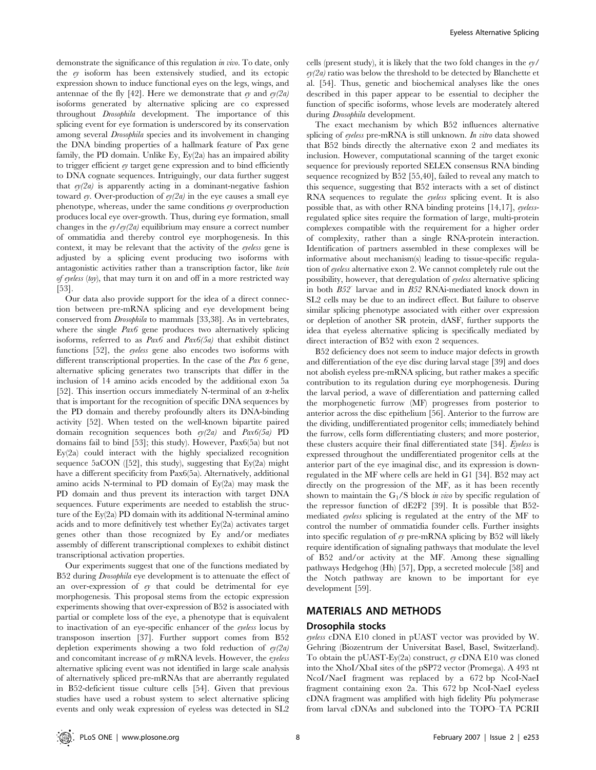demonstrate the significance of this regulation *in vivo*. To date, only the *ey* isoform has been extensively studied, and its ectopic expression shown to induce functional eyes on the legs, wings, and antennae of the fly [42]. Here we demonstrate that *ey* and *ey(2a)* isoforms generated by alternative splicing are co expressed throughout *Drosophila* development. The importance of this splicing event for eye formation is underscored by its conservation among several *Drosophila* species and its involvement in changing the DNA binding properties of a hallmark feature of Pax gene family, the PD domain. Unlike Ey, Ey(2a) has an impaired ability to trigger efficient *ey* target gene expression and to bind efficiently to DNA cognate sequences. Intriguingly, our data further suggest that *ey(2a)* is apparently acting in a dominant-negative fashion toward *ey*. Over-production of *ey(2a)* in the eye causes a small eye phenotype, whereas, under the same conditions *ey* overproduction produces local eye over-growth. Thus, during eye formation, small changes in the *ey/ey(2a)* equilibrium may ensure a correct number of ommatidia and thereby control eye morphogenesis. In this context, it may be relevant that the activity of the *eyeless* gene is adjusted by a splicing event producing two isoforms with antagonistic activities rather than a transcription factor, like *twin of eyeless* (*toy*), that may turn it on and off in a more restricted way [53].

Our data also provide support for the idea of a direct connection between pre-mRNA splicing and eye development being conserved from *Drosophila* to mammals [33,38]. As in vertebrates, where the single *Pax6* gene produces two alternatively splicing isoforms, referred to as *Pax6* and *Pax6(5a)* that exhibit distinct functions [52], the *eyeless* gene also encodes two isoforms with different transcriptional properties. In the case of the *Pax 6* gene, alternative splicing generates two transcripts that differ in the inclusion of 14 amino acids encoded by the additional exon 5a [52]. This insertion occurs immediately N-terminal of an α-helix that is important for the recognition of specific DNA sequences by the PD domain and thereby profoundly alters its DNA-binding activity [52]. When tested on the well-known bipartite paired domain recognition sequences both *ey(2a)* and *Pax6(5a)* PD domains fail to bind [53]; this study). However, Pax6(5a) but not Ey(2a) could interact with the highly specialized recognition sequence 5aCON ([52], this study), suggesting that Ey(2a) might have a different specificity from Pax6(5a). Alternatively, additional amino acids N-terminal to PD domain of Ey(2a) may mask the PD domain and thus prevent its interaction with target DNA sequences. Future experiments are needed to establish the structure of the Ey(2a) PD domain with its additional N-terminal amino acids and to more definitively test whether Ey(2a) activates target genes other than those recognized by Ey and/or mediates assembly of different transcriptional complexes to exhibit distinct transcriptional activation properties.

Our experiments suggest that one of the functions mediated by B52 during *Drosophila* eye development is to attenuate the effect of an over-expression of *ey* that could be detrimental for eye morphogenesis. This proposal stems from the ectopic expression experiments showing that over-expression of B52 is associated with partial or complete loss of the eye, a phenotype that is equivalent to inactivation of an eye-specific enhancer of the *eyeless* locus by transposon insertion [37]. Further support comes from B52 depletion experiments showing a two fold reduction of *ey(2a)* and concomitant increase of *ey* mRNA levels. However, the *eyeless* alternative splicing event was not identified in large scale analysis of alternatively spliced pre-mRNAs that are aberrantly regulated in B52-deficient tissue culture cells [54]. Given that previous studies have used a robust system to select alternative splicing events and only weak expression of eyeless was detected in SL2 cells (present study), it is likely that the two fold changes in the *ey/ey(2a)* ratio was below the threshold to be detected by Blanchette et al. [54]. Thus, genetic and biochemical analyses like the ones described in this paper appear to be essential to decipher the function of specific isoforms, whose levels are moderately altered during *Drosophila* development.

The exact mechanism by which B52 influences alternative splicing of *eyeless* pre-mRNA is still unknown. *In vitro* data showed that B52 binds directly the alternative exon 2 and mediates its inclusion. However, computational scanning of the target exonic sequence for previously reported SELEX consensus RNA binding sequence recognized by B52 [55,40], failed to reveal any match to this sequence, suggesting that B52 interacts with a set of distinct RNA sequences to regulate the *eyeless* splicing event. It is also possible that, as with other RNA binding proteins [14,17], *eyeless*-regulated splice sites require the formation of large, multi-protein complexes compatible with the requirement for a higher order of complexity, rather than a single RNA-protein interaction. Identification of partners assembled in these complexes will be informative about mechanism(s) leading to tissue-specific regulation of *eyeless* alternative exon 2. We cannot completely rule out the possibility, however, that deregulation of *eyeless* alternative splicing in both *B52*$^-$ larvae and in *B52* RNAi-mediated knock down in SL2 cells may be due to an indirect effect. But failure to observe similar splicing phenotype associated with either over expression or depletion of another SR protein, dASF, further supports the idea that eyeless alternative splicing is specifically mediated by direct interaction of B52 with exon 2 sequences.

B52 deficiency does not seem to induce major defects in growth and differentiation of the eye disc during larval stage [39] and does not abolish eyeless pre-mRNA splicing, but rather makes a specific contribution to its regulation during eye morphogenesis. During the larval period, a wave of differentiation and patterning called the morphogenetic furrow (MF) progresses from posterior to anterior across the disc epithelium [56]. Anterior to the furrow are the dividing, undifferentiated progenitor cells; immediately behind the furrow, cells form differentiating clusters; and more posterior, these clusters acquire their final differentiated state [34]. *Eyeless* is expressed throughout the undifferentiated progenitor cells at the anterior part of the eye imaginal disc, and its expression is down-regulated in the MF where cells are held in G1 [34]. B52 may act directly on the progression of the MF, as it has been recently shown to maintain the $G_1$/S block *in vivo* by specific regulation of the repressor function of dE2F2 [39]. It is possible that B52-mediated *eyeless* splicing is regulated at the entry of the MF to control the number of ommatidia founder cells. Further insights into specific regulation of *ey* pre-mRNA splicing by B52 will likely require identification of signaling pathways that modulate the level of B52 and/or activity at the MF. Among these signalling pathways Hedgehog (Hh) [57], Dpp, a secreted molecule [58] and the Notch pathway are known to be important for eye development [59].

## MATERIALS AND METHODS

### Drosophila stocks

*eyeless* cDNA E10 cloned in pUAST vector was provided by W. Gehring (Biozentrum der Universitat Basel, Basel, Switzerland). To obtain the pUAST-Ey(2a) construct, *ey* cDNA E10 was cloned into the XhoI/XbaI sites of the pSP72 vector (Promega). A 493 nt NcoI/NaeI fragment was replaced by a 672 bp NcoI-NaeI fragment containing exon 2a. This 672 bp NcoI-NaeI eyeless cDNA fragment was amplified with high fidelity Pfu polymerase from larval cDNAs and subcloned into the TOPO–TA PCRII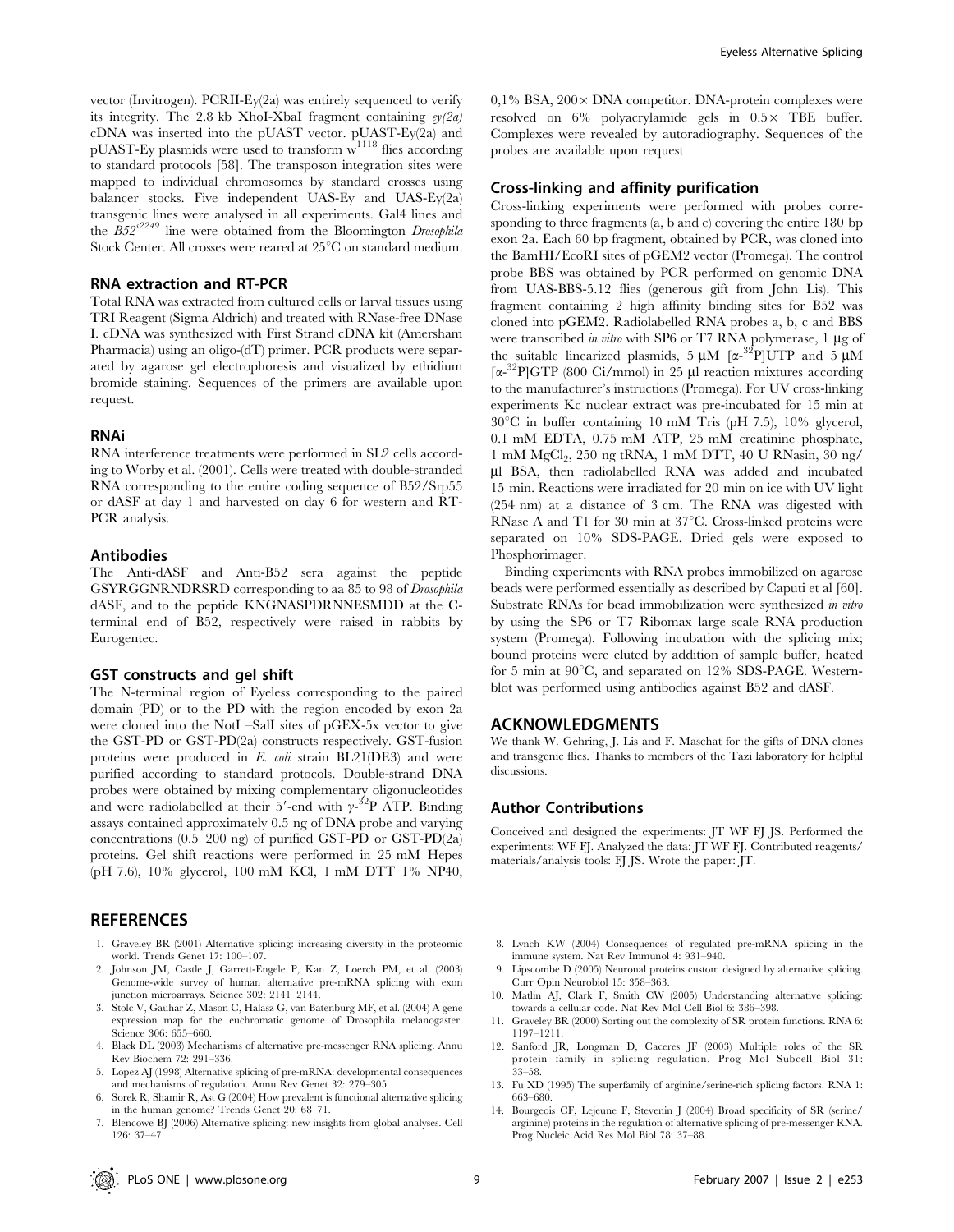vector (Invitrogen). PCRII-Ey(2a) was entirely sequenced to verify its integrity. The 2.8 kb XhoI-XbaI fragment containing *ey(2a)* cDNA was inserted into the pUAST vector. pUAST-Ey(2a) and pUAST-Ey plasmids were used to transform $w^{1118}$ flies according to standard protocols [58]. The transposon integration sites were mapped to individual chromosomes by standard crosses using balancer stocks. Five independent UAS-Ey and UAS-Ey(2a) transgenic lines were analysed in all experiments. Gal4 lines and the $B52^{s2249}$ line were obtained from the Bloomington *Drosophila* Stock Center. All crosses were reared at 25°C on standard medium.

### RNA extraction and RT-PCR

Total RNA was extracted from cultured cells or larval tissues using TRI Reagent (Sigma Aldrich) and treated with RNase-free DNase I. cDNA was synthesized with First Strand cDNA kit (Amersham Pharmacia) using an oligo-(dT) primer. PCR products were separated by agarose gel electrophoresis and visualized by ethidium bromide staining. Sequences of the primers are available upon request.

### RNAi

RNA interference treatments were performed in SL2 cells according to Worby et al. (2001). Cells were treated with double-stranded RNA corresponding to the entire coding sequence of B52/Srp55 or dASF at day 1 and harvested on day 6 for western and RT-PCR analysis.

### Antibodies

The Anti-dASF and Anti-B52 sera against the peptide GSYRGGNRNDRSRD corresponding to aa 85 to 98 of *Drosophila* dASF, and to the peptide KNGNASPDRNNESMDD at the C-terminal end of B52, respectively were raised in rabbits by Eurogentec.

### GST constructs and gel shift

The N-terminal region of Eyeless corresponding to the paired domain (PD) or to the PD with the region encoded by exon 2a were cloned into the NotI –SalI sites of pGEX-5x vector to give the GST-PD or GST-PD(2a) constructs respectively. GST-fusion proteins were produced in *E. coli* strain BL21(DE3) and were purified according to standard protocols. Double-strand DNA probes were obtained by mixing complementary oligonucleotides and were radiolabelled at their 5′-end with $\gamma$-$^{32}$P ATP. Binding assays contained approximately 0.5 ng of DNA probe and varying concentrations (0.5–200 ng) of purified GST-PD or GST-PD(2a) proteins. Gel shift reactions were performed in 25 mM Hepes (pH 7.6), 10% glycerol, 100 mM KCl, 1 mM DTT 1% NP40, 0,1% BSA, 200× DNA competitor. DNA-protein complexes were resolved on 6% polyacrylamide gels in 0.5× TBE buffer. Complexes were revealed by autoradiography. Sequences of the probes are available upon request

### Cross-linking and affinity purification

Cross-linking experiments were performed with probes corresponding to three fragments (a, b and c) covering the entire 180 bp exon 2a. Each 60 bp fragment, obtained by PCR, was cloned into the BamHI/EcoRI sites of pGEM2 vector (Promega). The control probe BBS was obtained by PCR performed on genomic DNA from UAS-BBS-5.12 flies (generous gift from John Lis). This fragment containing 2 high affinity binding sites for B52 was cloned into pGEM2. Radiolabelled RNA probes a, b, c and BBS were transcribed *in vitro* with SP6 or T7 RNA polymerase, 1 µg of the suitable linearized plasmids, 5 µM [$\alpha$-$^{32}$P]UTP and 5 µM [$\alpha$-$^{32}$P]GTP (800 Ci/mmol) in 25 µl reaction mixtures according to the manufacturer's instructions (Promega). For UV cross-linking experiments Kc nuclear extract was pre-incubated for 15 min at 30°C in buffer containing 10 mM Tris (pH 7.5), 10% glycerol, 0.1 mM EDTA, 0.75 mM ATP, 25 mM creatinine phosphate, 1 mM $MgCl_2$, 250 ng tRNA, 1 mM DTT, 40 U RNasin, 30 ng/µl BSA, then radiolabelled RNA was added and incubated 15 min. Reactions were irradiated for 20 min on ice with UV light (254 nm) at a distance of 3 cm. The RNA was digested with RNase A and T1 for 30 min at 37°C. Cross-linked proteins were separated on 10% SDS-PAGE. Dried gels were exposed to Phosphorimager.

Binding experiments with RNA probes immobilized on agarose beads were performed essentially as described by Caputi et al [60]. Substrate RNAs for bead immobilization were synthesized *in vitro* by using the SP6 or T7 Ribomax large scale RNA production system (Promega). Following incubation with the splicing mix; bound proteins were eluted by addition of sample buffer, heated for 5 min at 90°C, and separated on 12% SDS-PAGE. Western-blot was performed using antibodies against B52 and dASF.

## ACKNOWLEDGMENTS

We thank W. Gehring, J. Lis and F. Maschat for the gifts of DNA clones and transgenic flies. Thanks to members of the Tazi laboratory for helpful discussions.

### Author Contributions

Conceived and designed the experiments: JT WF FJ JS. Performed the experiments: WF FJ. Analyzed the data: JT WF FJ. Contributed reagents/materials/analysis tools: FJ JS. Wrote the paper: JT.

## REFERENCES

1. Graveley BR (2001) Alternative splicing: increasing diversity in the proteomic world. Trends Genet 17: 100–107.
2. Johnson JM, Castle J, Garrett-Engele P, Kan Z, Loerch PM, et al. (2003) Genome-wide survey of human alternative pre-mRNA splicing with exon junction microarrays. Science 302: 2141–2144.
3. Stolc V, Gauhar Z, Mason C, Halasz G, van Batenburg MF, et al. (2004) A gene expression map for the euchromatic genome of Drosophila melanogaster. Science 306: 655–660.
4. Black DL (2003) Mechanisms of alternative pre-messenger RNA splicing. Annu Rev Biochem 72: 291–336.
5. Lopez AJ (1998) Alternative splicing of pre-mRNA: developmental consequences and mechanisms of regulation. Annu Rev Genet 32: 279–305.
6. Sorek R, Shamir R, Ast G (2004) How prevalent is functional alternative splicing in the human genome? Trends Genet 20: 68–71.
7. Blencowe BJ (2006) Alternative splicing: new insights from global analyses. Cell 126: 37–47.
8. Lynch KW (2004) Consequences of regulated pre-mRNA splicing in the immune system. Nat Rev Immunol 4: 931–940.
9. Lipscombe D (2005) Neuronal proteins custom designed by alternative splicing. Curr Opin Neurobiol 15: 358–363.
10. Matlin AJ, Clark F, Smith CW (2005) Understanding alternative splicing: towards a cellular code. Nat Rev Mol Cell Biol 6: 386–398.
11. Graveley BR (2000) Sorting out the complexity of SR protein functions. RNA 6: 1197–1211.
12. Sanford JR, Longman D, Caceres JF (2003) Multiple roles of the SR protein family in splicing regulation. Prog Mol Subcell Biol 31: 33–58.
13. Fu XD (1995) The superfamily of arginine/serine-rich splicing factors. RNA 1: 663–680.
14. Bourgeois CF, Lejeune F, Stevenin J (2004) Broad specificity of SR (serine/arginine) proteins in the regulation of alternative splicing of pre-messenger RNA. Prog Nucleic Acid Res Mol Biol 78: 37–88.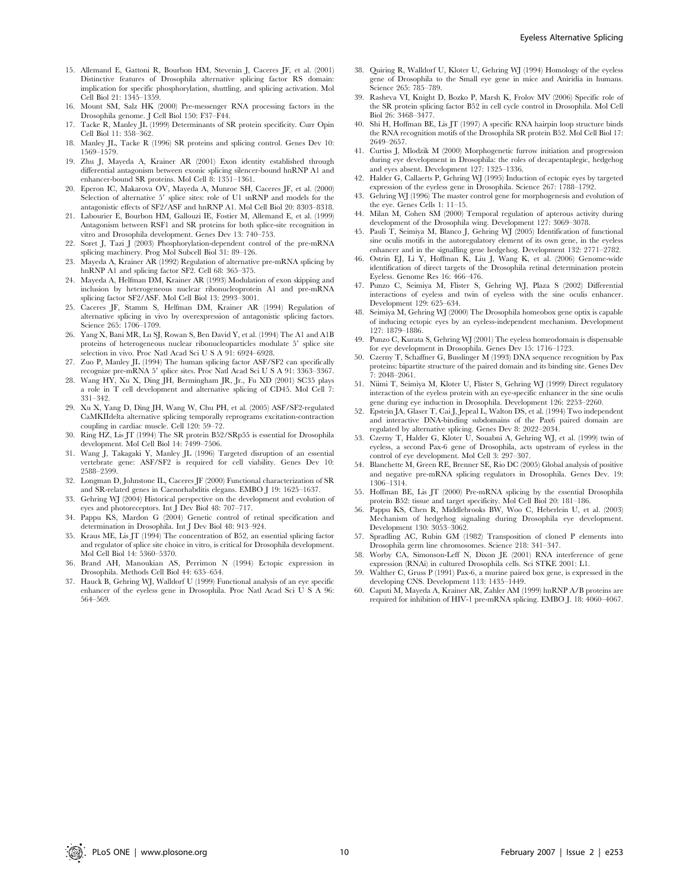15. Allemand E, Gattoni R, Bourbon HM, Stevenin J, Caceres JF, et al. (2001) Distinctive features of Drosophila alternative splicing factor RS domain: implication for specific phosphorylation, shuttling, and splicing activation. Mol Cell Biol 21: 1345–1359.
16. Mount SM, Salz HK (2000) Pre-messenger RNA processing factors in the Drosophila genome. J Cell Biol 150: F37–F44.
17. Tacke R, Manley JL (1999) Determinants of SR protein specificity. Curr Opin Cell Biol 11: 358–362.
18. Manley JL, Tacke R (1996) SR proteins and splicing control. Genes Dev 10: 1569–1579.
19. Zhu J, Mayeda A, Krainer AR (2001) Exon identity established through differential antagonism between exonic splicing silencer-bound hnRNP A1 and enhancer-bound SR proteins. Mol Cell 8: 1351–1361.
20. Eperon IC, Makarova OV, Mayeda A, Munroe SH, Caceres JF, et al. (2000) Selection of alternative 5′ splice sites: role of U1 snRNP and models for the antagonistic effects of SF2/ASF and hnRNP A1. Mol Cell Biol 20: 8303–8318.
21. Labourier E, Bourbon HM, Gallouzi IE, Fostier M, Allemand E, et al. (1999) Antagonism between RSF1 and SR proteins for both splice-site recognition in vitro and Drosophila development. Genes Dev 13: 740–753.
22. Soret J, Tazi J (2003) Phosphorylation-dependent control of the pre-mRNA splicing machinery. Prog Mol Subcell Biol 31: 89–126.
23. Mayeda A, Krainer AR (1992) Regulation of alternative pre-mRNA splicing by hnRNP A1 and splicing factor SF2. Cell 68: 365–375.
24. Mayeda A, Helfman DM, Krainer AR (1993) Modulation of exon skipping and inclusion by heterogeneous nuclear ribonucleoprotein A1 and pre-mRNA splicing factor SF2/ASF. Mol Cell Biol 13: 2993–3001.
25. Caceres JF, Stamm S, Helfman DM, Krainer AR (1994) Regulation of alternative splicing in vivo by overexpression of antagonistic splicing factors. Science 265: 1706–1709.
26. Yang X, Bani MR, Lu SJ, Rowan S, Ben David Y, et al. (1994) The A1 and A1B proteins of heterogeneous nuclear ribonucleoparticles modulate 5′ splice site selection in vivo. Proc Natl Acad Sci U S A 91: 6924–6928.
27. Zuo P, Manley JL (1994) The human splicing factor ASF/SF2 can specifically recognize pre-mRNA 5′ splice sites. Proc Natl Acad Sci U S A 91: 3363–3367.
28. Wang HY, Xu X, Ding JH, Bermingham JR, Jr., Fu XD (2001) SC35 plays a role in T cell development and alternative splicing of CD45. Mol Cell 7: 331–342.
29. Xu X, Yang D, Ding JH, Wang W, Chu PH, et al. (2005) ASF/SF2-regulated CaMKIIdelta alternative splicing temporally reprograms excitation-contraction coupling in cardiac muscle. Cell 120: 59–72.
30. Ring HZ, Lis JT (1994) The SR protein B52/SRp55 is essential for Drosophila development. Mol Cell Biol 14: 7499–7506.
31. Wang J, Takagaki Y, Manley JL (1996) Targeted disruption of an essential vertebrate gene: ASF/SF2 is required for cell viability. Genes Dev 10: 2588–2599.
32. Longman D, Johnstone IL, Caceres JF (2000) Functional characterization of SR and SR-related genes in Caenorhabditis elegans. EMBO J 19: 1625–1637.
33. Gehring WJ (2004) Historical perspective on the development and evolution of eyes and photoreceptors. Int J Dev Biol 48: 707–717.
34. Pappu KS, Mardon G (2004) Genetic control of retinal specification and determination in Drosophila. Int J Dev Biol 48: 913–924.
35. Kraus ME, Lis JT (1994) The concentration of B52, an essential splicing factor and regulator of splice site choice in vitro, is critical for Drosophila development. Mol Cell Biol 14: 5360–5370.
36. Brand AH, Manoukian AS, Perrimon N (1994) Ectopic expression in Drosophila. Methods Cell Biol 44: 635–654.
37. Hauck B, Gehring WJ, Walldorf U (1999) Functional analysis of an eye specific enhancer of the eyeless gene in Drosophila. Proc Natl Acad Sci U S A 96: 564–569.
38. Quiring R, Walldorf U, Kloter U, Gehring WJ (1994) Homology of the eyeless gene of Drosophila to the Small eye gene in mice and Aniridia in humans. Science 265: 785–789.
39. Rasheva VI, Knight D, Bozko P, Marsh K, Frolov MV (2006) Specific role of the SR protein splicing factor B52 in cell cycle control in Drosophila. Mol Cell Biol 26: 3468–3477.
40. Shi H, Hoffman BE, Lis JT (1997) A specific RNA hairpin loop structure binds the RNA recognition motifs of the Drosophila SR protein B52. Mol Cell Biol 17: 2649–2657.
41. Curtiss J, Mlodzik M (2000) Morphogenetic furrow initiation and progression during eye development in Drosophila: the roles of decapentaplegic, hedgehog and eyes absent. Development 127: 1325–1336.
42. Halder G, Callaerts P, Gehring WJ (1995) Induction of ectopic eyes by targeted expression of the eyeless gene in Drosophila. Science 267: 1788–1792.
43. Gehring WJ (1996) The master control gene for morphogenesis and evolution of the eye. Genes Cells 1: 11–15.
44. Milan M, Cohen SM (2000) Temporal regulation of apterous activity during development of the Drosophila wing. Development 127: 3069–3078.
45. Pauli T, Seimiya M, Blanco J, Gehring WJ (2005) Identification of functional sine oculis motifs in the autoregulatory element of its own gene, in the eyeless enhancer and in the signalling gene hedgehog. Development 132: 2771–2782.
46. Ostrin EJ, Li Y, Hoffman K, Liu J, Wang K, et al. (2006) Genome-wide identification of direct targets of the Drosophila retinal determination protein Eyeless. Genome Res 16: 466–476.
47. Punzo C, Seimiya M, Flister S, Gehring WJ, Plaza S (2002) Differential interactions of eyeless and twin of eyeless with the sine oculis enhancer. Development 129: 625–634.
48. Seimiya M, Gehring WJ (2000) The Drosophila homeobox gene optix is capable of inducing ectopic eyes by an eyeless-independent mechanism. Development 127: 1879–1886.
49. Punzo C, Kurata S, Gehring WJ (2001) The eyeless homeodomain is dispensable for eye development in Drosophila. Genes Dev 15: 1716–1723.
50. Czerny T, Schaffner G, Busslinger M (1993) DNA sequence recognition by Pax proteins: bipartite structure of the paired domain and its binding site. Genes Dev 7: 2048–2061.
51. Niimi T, Seimiya M, Kloter U, Flister S, Gehring WJ (1999) Direct regulatory interaction of the eyeless protein with an eye-specific enhancer in the sine oculis gene during eye induction in Drosophila. Development 126: 2253–2260.
52. Epstein JA, Glaser T, Cai J, Jepeal L, Walton DS, et al. (1994) Two independent and interactive DNA-binding subdomains of the Pax6 paired domain are regulated by alternative splicing. Genes Dev 8: 2022–2034.
53. Czerny T, Halder G, Kloter U, Souabni A, Gehring WJ, et al. (1999) twin of eyeless, a second Pax-6 gene of Drosophila, acts upstream of eyeless in the control of eye development. Mol Cell 3: 297–307.
54. Blanchette M, Green RE, Brenner SE, Rio DC (2005) Global analysis of positive and negative pre-mRNA splicing regulators in Drosophila. Genes Dev. 19: 1306–1314.
55. Hoffman BE, Lis JT (2000) Pre-mRNA splicing by the essential Drosophila protein B52: tissue and target specificity. Mol Cell Biol 20: 181–186.
56. Pappu KS, Chen R, Middlebrooks BW, Woo C, Heberlein U, et al. (2003) Mechanism of hedgehog signaling during Drosophila eye development. Development 130: 3053–3062.
57. Spradling AC, Rubin GM (1982) Transposition of cloned P elements into Drosophila germ line chromosomes. Science 218: 341–347.
58. Worby CA, Simonson-Leff N, Dixon JE (2001) RNA interference of gene expression (RNAi) in cultured Drosophila cells. Sci STKE 2001: L1.
59. Walther C, Gruss P (1991) Pax-6, a murine paired box gene, is expressed in the developing CNS. Development 113: 1435–1449.
60. Caputi M, Mayeda A, Krainer AR, Zahler AM (1999) hnRNP A/B proteins are required for inhibition of HIV-1 pre-mRNA splicing. EMBO J. 18: 4060–4067.